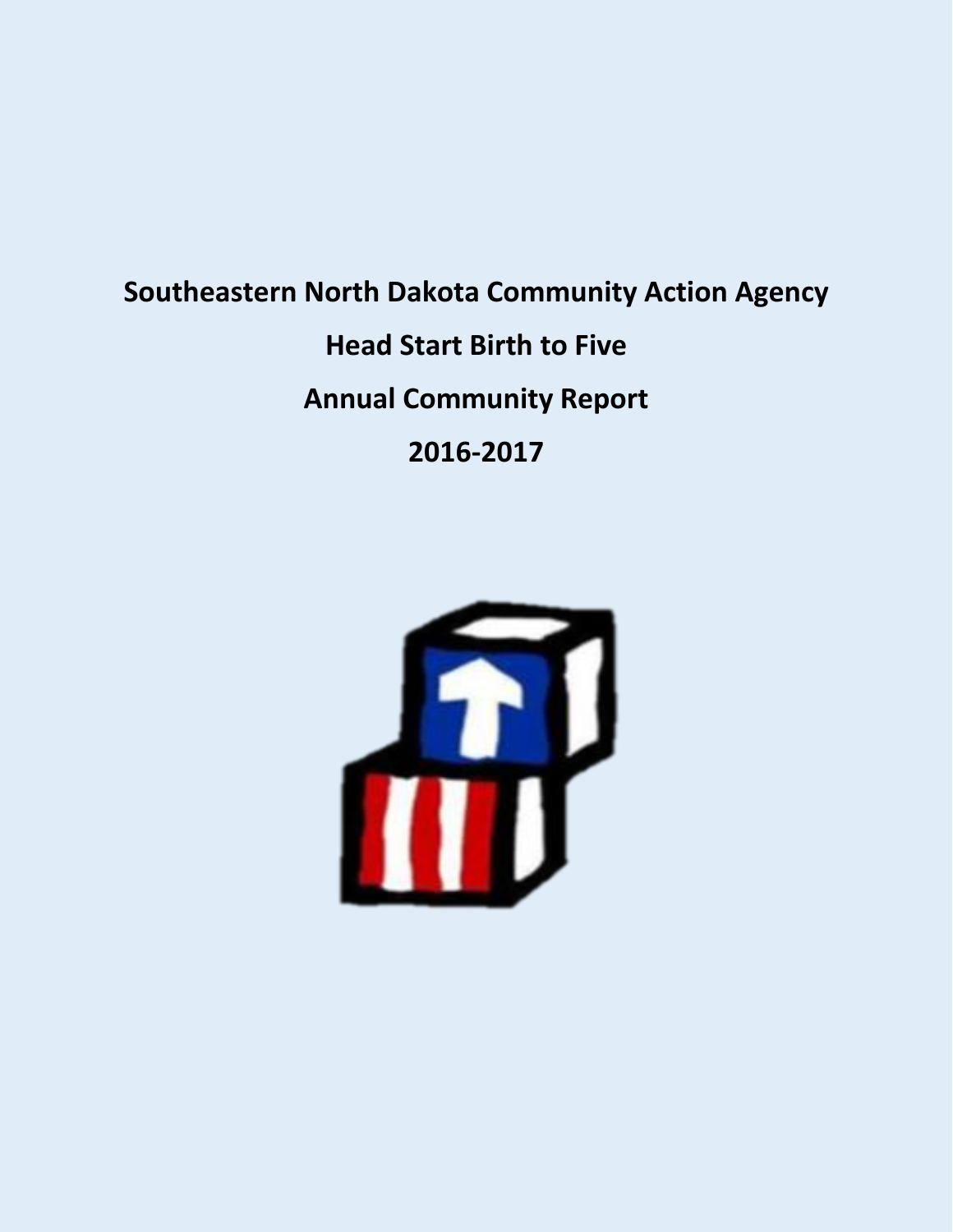# Southeastern North Dakota Community Action Agency

## Head Start Birth to Five

## Annual Community Report

## 2016-2017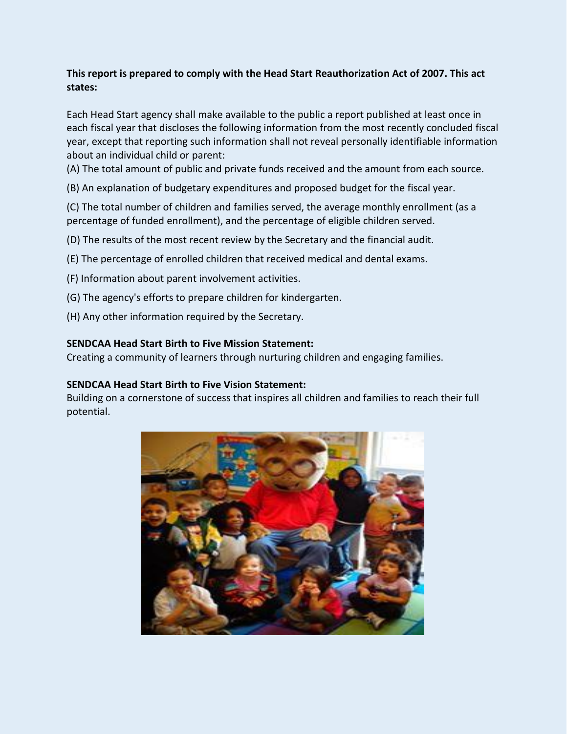**This report is prepared to comply with the Head Start Reauthorization Act of 2007. This act states:**

Each Head Start agency shall make available to the public a report published at least once in each fiscal year that discloses the following information from the most recently concluded fiscal year, except that reporting such information shall not reveal personally identifiable information about an individual child or parent:

(A) The total amount of public and private funds received and the amount from each source.

(B) An explanation of budgetary expenditures and proposed budget for the fiscal year.

(C) The total number of children and families served, the average monthly enrollment (as a percentage of funded enrollment), and the percentage of eligible children served.

(D) The results of the most recent review by the Secretary and the financial audit.

(E) The percentage of enrolled children that received medical and dental exams.

(F) Information about parent involvement activities.

(G) The agency's efforts to prepare children for kindergarten.

(H) Any other information required by the Secretary.

**SENDCAA Head Start Birth to Five Mission Statement:**
Creating a community of learners through nurturing children and engaging families.

**SENDCAA Head Start Birth to Five Vision Statement:**
Building on a cornerstone of success that inspires all children and families to reach their full potential.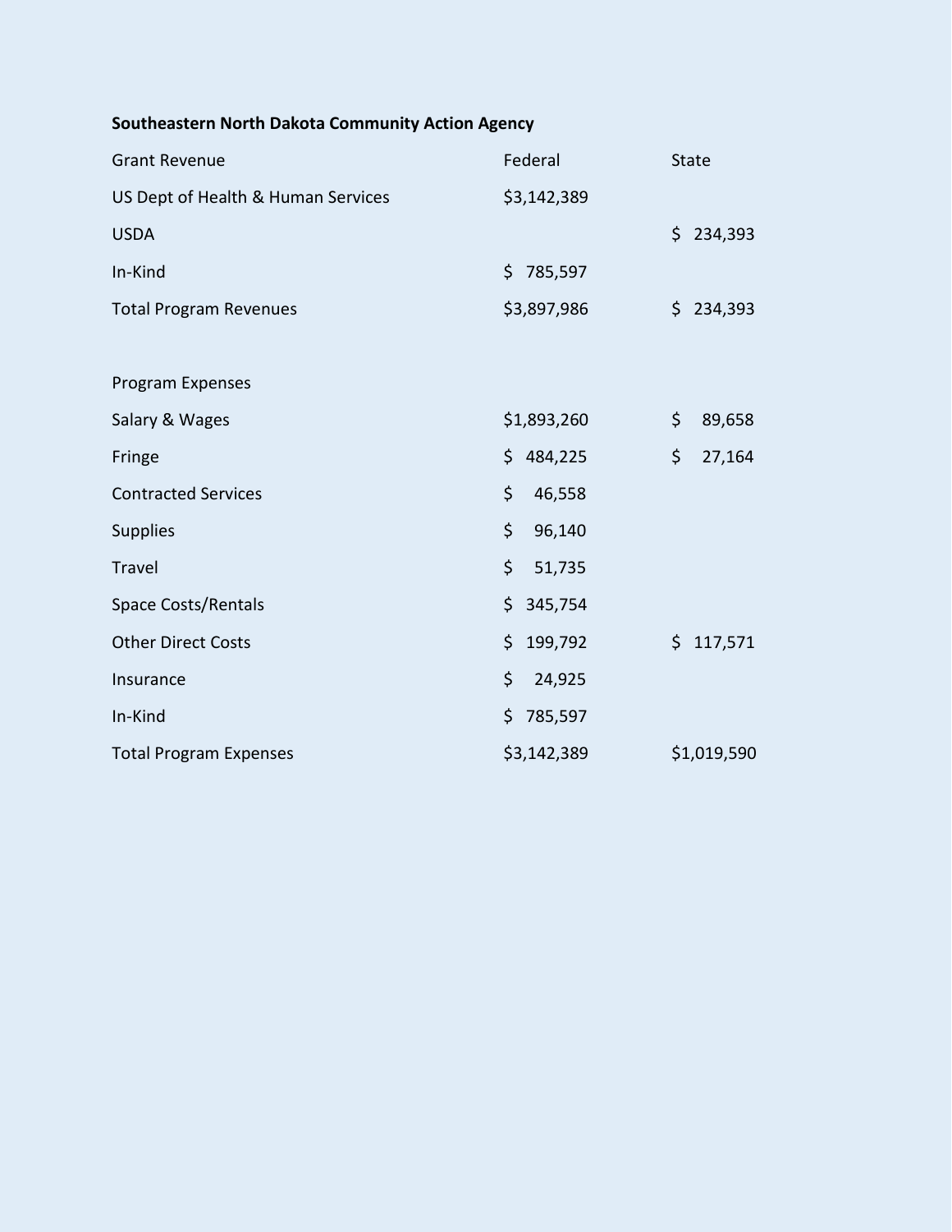**Southeastern North Dakota Community Action Agency**

| Grant Revenue | Federal | State |
| --- | --- | --- |
| US Dept of Health & Human Services | $3,142,389 | |
| USDA | | $ 234,393 |
| In-Kind | $ 785,597 | |
| Total Program Revenues | $3,897,986 | $ 234,393 |
| | | |
| Program Expenses | | |
| Salary & Wages | $1,893,260 | $ 89,658 |
| Fringe | $ 484,225 | $ 27,164 |
| Contracted Services | $ 46,558 | |
| Supplies | $ 96,140 | |
| Travel | $ 51,735 | |
| Space Costs/Rentals | $ 345,754 | |
| Other Direct Costs | $ 199,792 | $ 117,571 |
| Insurance | $ 24,925 | |
| In-Kind | $ 785,597 | |
| Total Program Expenses | $3,142,389 | $1,019,590 |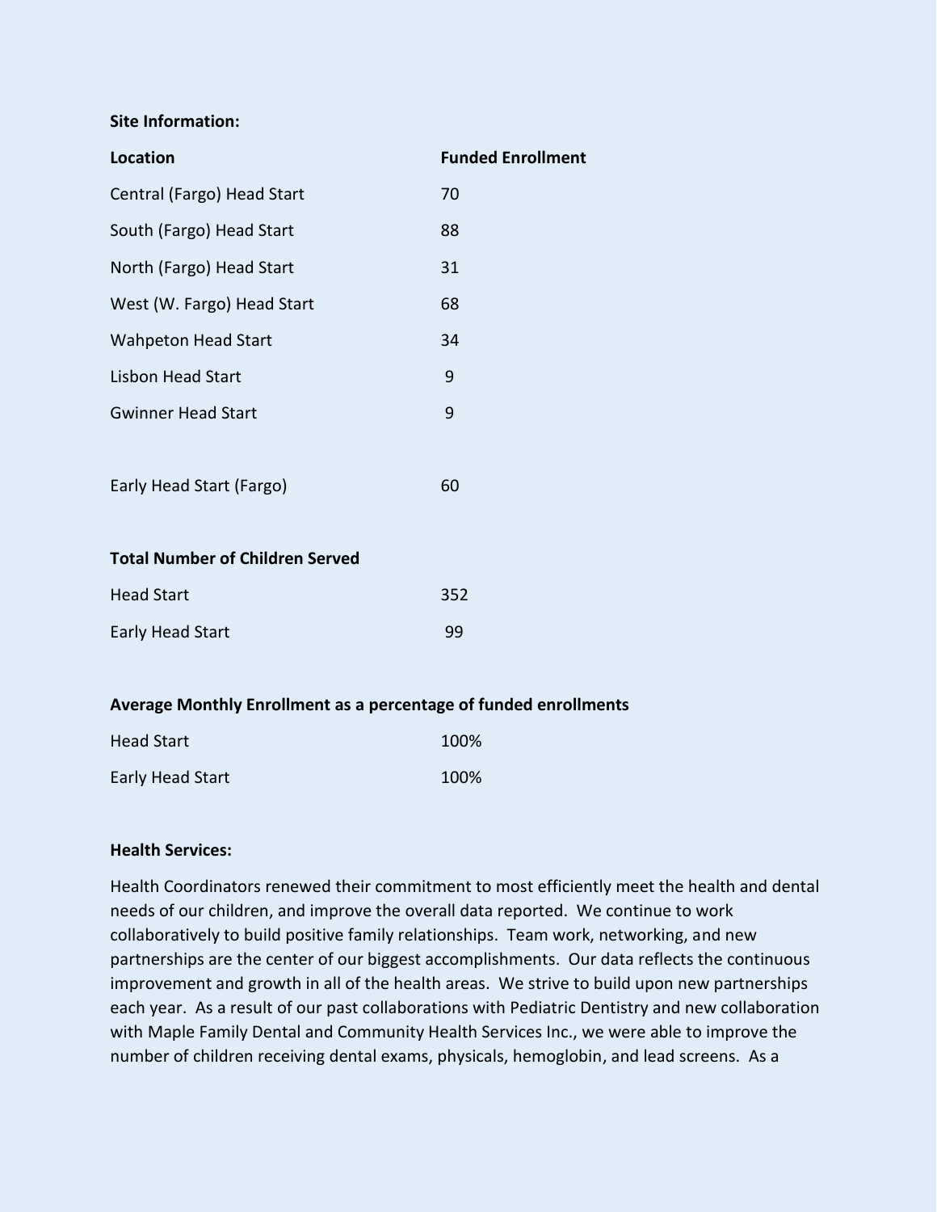**Site Information:**

| Location | Funded Enrollment |
| --- | --- |
| Central (Fargo) Head Start | 70 |
| South (Fargo) Head Start | 88 |
| North (Fargo) Head Start | 31 |
| West (W. Fargo) Head Start | 68 |
| Wahpeton Head Start | 34 |
| Lisbon Head Start | 9 |
| Gwinner Head Start | 9 |
| Early Head Start (Fargo) | 60 |

**Total Number of Children Served**

| | |
| --- | --- |
| Head Start | 352 |
| Early Head Start | 99 |

**Average Monthly Enrollment as a percentage of funded enrollments**

| | |
| --- | --- |
| Head Start | 100% |
| Early Head Start | 100% |

**Health Services:**

Health Coordinators renewed their commitment to most efficiently meet the health and dental needs of our children, and improve the overall data reported. We continue to work collaboratively to build positive family relationships. Team work, networking, and new partnerships are the center of our biggest accomplishments. Our data reflects the continuous improvement and growth in all of the health areas. We strive to build upon new partnerships each year. As a result of our past collaborations with Pediatric Dentistry and new collaboration with Maple Family Dental and Community Health Services Inc., we were able to improve the number of children receiving dental exams, physicals, hemoglobin, and lead screens. As a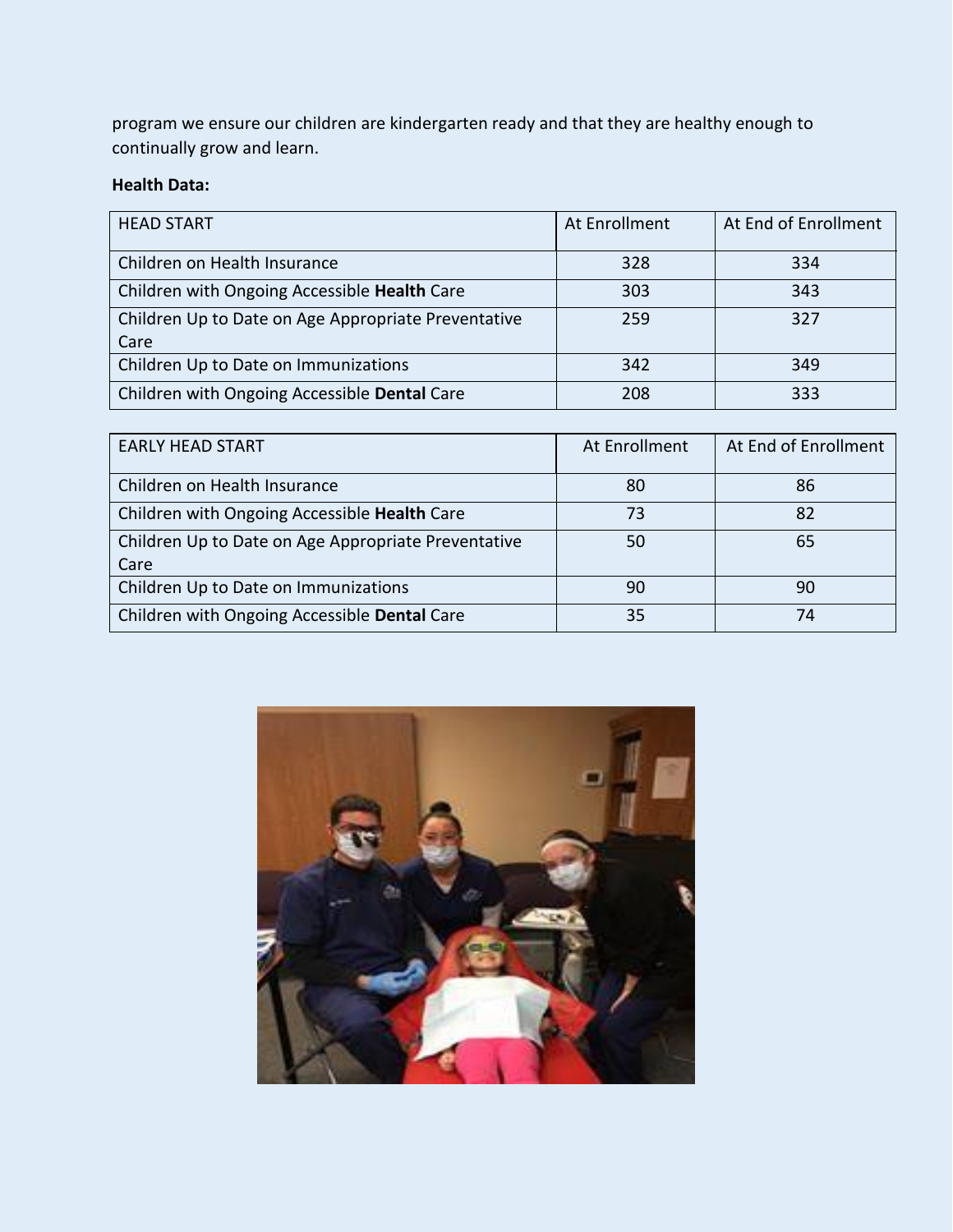program we ensure our children are kindergarten ready and that they are healthy enough to continually grow and learn.

**Health Data:**

| HEAD START | At Enrollment | At End of Enrollment |
|---|---|---|
| Children on Health Insurance | 328 | 334 |
| Children with Ongoing Accessible **Health** Care | 303 | 343 |
| Children Up to Date on Age Appropriate Preventative Care | 259 | 327 |
| Children Up to Date on Immunizations | 342 | 349 |
| Children with Ongoing Accessible **Dental** Care | 208 | 333 |

| EARLY HEAD START | At Enrollment | At End of Enrollment |
|---|---|---|
| Children on Health Insurance | 80 | 86 |
| Children with Ongoing Accessible **Health** Care | 73 | 82 |
| Children Up to Date on Age Appropriate Preventative Care | 50 | 65 |
| Children Up to Date on Immunizations | 90 | 90 |
| Children with Ongoing Accessible **Dental** Care | 35 | 74 |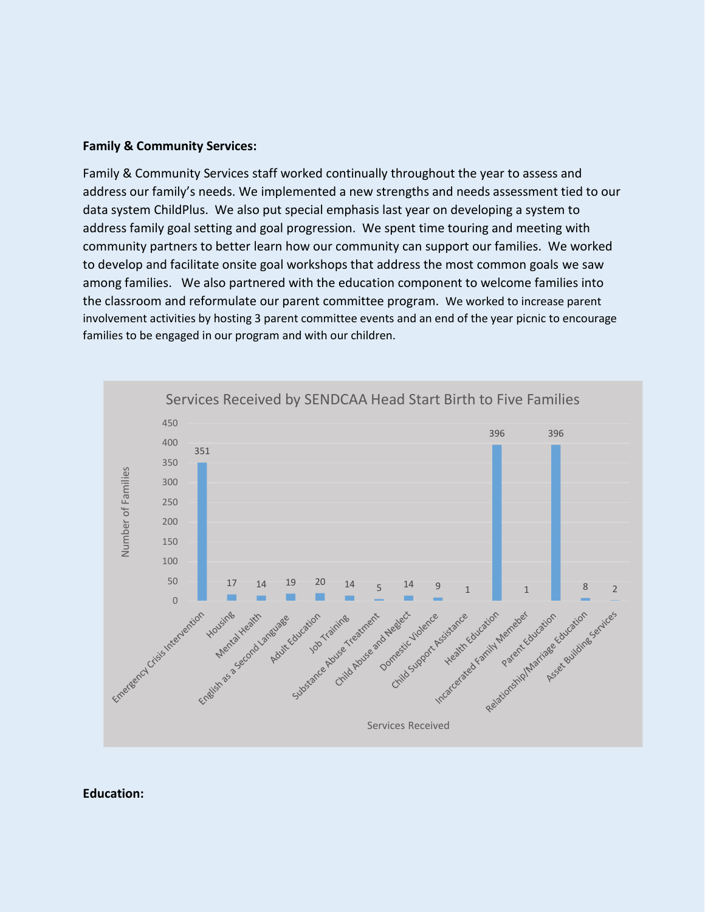**Family & Community Services:**

Family & Community Services staff worked continually throughout the year to assess and address our family's needs. We implemented a new strengths and needs assessment tied to our data system ChildPlus. We also put special emphasis last year on developing a system to address family goal setting and goal progression. We spent time touring and meeting with community partners to better learn how our community can support our families. We worked to develop and facilitate onsite goal workshops that address the most common goals we saw among families. We also partnered with the education component to welcome families into the classroom and reformulate our parent committee program. We worked to increase parent involvement activities by hosting 3 parent committee events and an end of the year picnic to encourage families to be engaged in our program and with our children.

Services Received by SENDCAA Head Start Birth to Five Families

| Services Received | Number of Families |
| --- | --- |
| Emergency Crisis Intervention | 351 |
| Housing | 17 |
| Mental Health | 14 |
| English as a Second Language | 19 |
| Adult Education | 20 |
| Job Training | 14 |
| Substance Abuse Treatment | 5 |
| Child Abuse and Neglect | 14 |
| Domestic Violence | 9 |
| Child Support Assistance | 1 |
| Health Education | 396 |
| Incarcerated Family Memeber | 1 |
| Parent Education | 396 |
| Relationship/Marriage Education | 8 |
| Asset Building Services | 2 |

**Education:**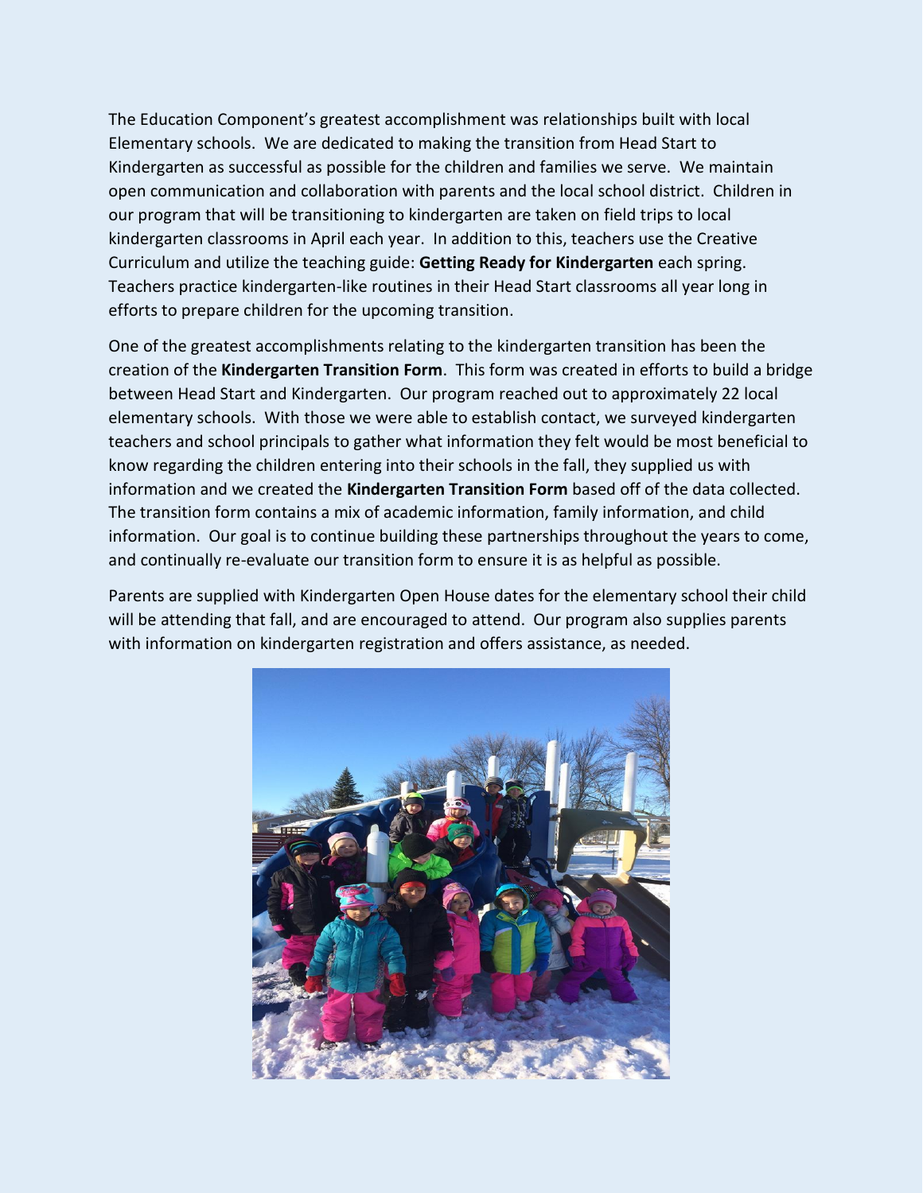The Education Component's greatest accomplishment was relationships built with local Elementary schools. We are dedicated to making the transition from Head Start to Kindergarten as successful as possible for the children and families we serve. We maintain open communication and collaboration with parents and the local school district. Children in our program that will be transitioning to kindergarten are taken on field trips to local kindergarten classrooms in April each year. In addition to this, teachers use the Creative Curriculum and utilize the teaching guide: **Getting Ready for Kindergarten** each spring. Teachers practice kindergarten-like routines in their Head Start classrooms all year long in efforts to prepare children for the upcoming transition.

One of the greatest accomplishments relating to the kindergarten transition has been the creation of the **Kindergarten Transition Form**. This form was created in efforts to build a bridge between Head Start and Kindergarten. Our program reached out to approximately 22 local elementary schools. With those we were able to establish contact, we surveyed kindergarten teachers and school principals to gather what information they felt would be most beneficial to know regarding the children entering into their schools in the fall, they supplied us with information and we created the **Kindergarten Transition Form** based off of the data collected. The transition form contains a mix of academic information, family information, and child information. Our goal is to continue building these partnerships throughout the years to come, and continually re-evaluate our transition form to ensure it is as helpful as possible.

Parents are supplied with Kindergarten Open House dates for the elementary school their child will be attending that fall, and are encouraged to attend. Our program also supplies parents with information on kindergarten registration and offers assistance, as needed.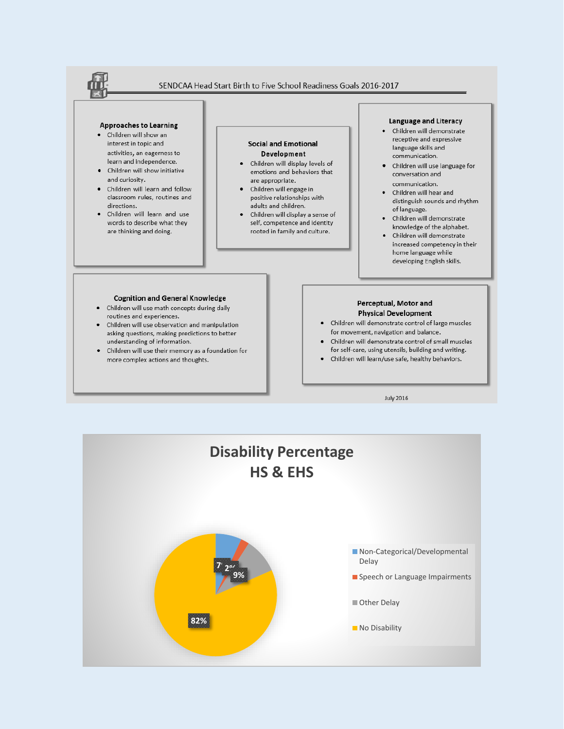## SENDCAA Head Start Birth to Five School Readiness Goals 2016-2017

### Approaches to Learning

- Children will show an interest in topic and activities, an eagerness to learn and independence.
- Children will show initiative and curiosity.
- Children will learn and follow classroom rules, routines and directions.
- Children will learn and use words to describe what they are thinking and doing.

### Social and Emotional Development

- Children will display levels of emotions and behaviors that are appropriate.
- Children will engage in positive relationships with adults and children.
- Children will display a sense of self, competence and identity rooted in family and culture.

### Language and Literacy

- Children will demonstrate receptive and expressive language skills and communication.
- Children will use language for conversation and communication.
- Children will hear and distinguish sounds and rhythm of language.
- Children will demonstrate knowledge of the alphabet.
- Children will demonstrate increased competency in their home language while developing English skills.

### Cognition and General Knowledge

- Children will use math concepts during daily routines and experiences.
- Children will use observation and manipulation asking questions, making predictions to better understanding of information.
- Children will use their memory as a foundation for more complex actions and thoughts.

### Perceptual, Motor and Physical Development

- Children will demonstrate control of large muscles for movement, navigation and balance.
- Children will demonstrate control of small muscles for self-care, using utensils, building and writing.
- Children will learn/use safe, healthy behaviors.

July 2016

## Disability Percentage HS & EHS

| Category | Percentage |
|---|---|
| Non-Categorical/Developmental Delay | 7% |
| Speech or Language Impairments | 2% |
| Other Delay | 9% |
| No Disability | 82% |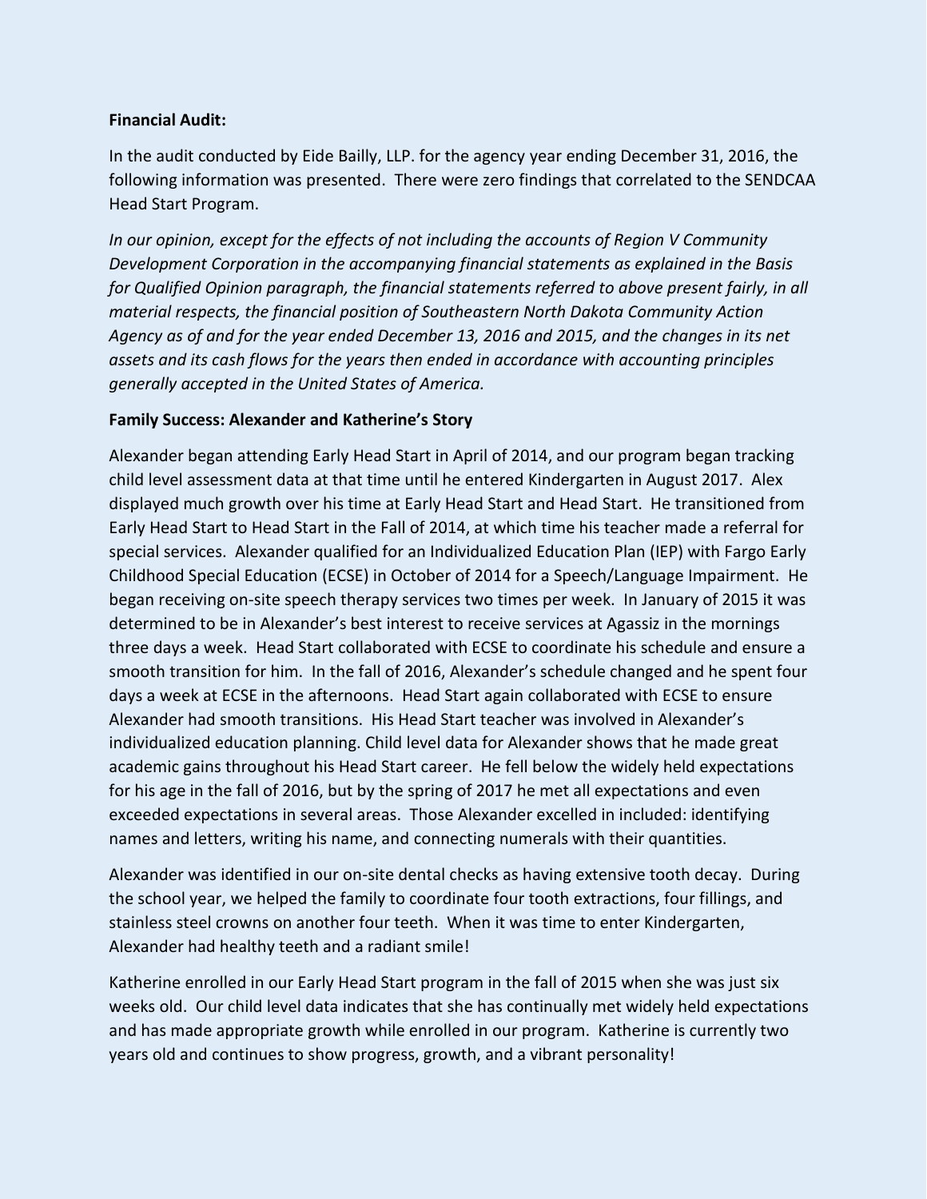**Financial Audit:**

In the audit conducted by Eide Bailly, LLP. for the agency year ending December 31, 2016, the following information was presented. There were zero findings that correlated to the SENDCAA Head Start Program.

*In our opinion, except for the effects of not including the accounts of Region V Community Development Corporation in the accompanying financial statements as explained in the Basis for Qualified Opinion paragraph, the financial statements referred to above present fairly, in all material respects, the financial position of Southeastern North Dakota Community Action Agency as of and for the year ended December 13, 2016 and 2015, and the changes in its net assets and its cash flows for the years then ended in accordance with accounting principles generally accepted in the United States of America.*

**Family Success: Alexander and Katherine's Story**

Alexander began attending Early Head Start in April of 2014, and our program began tracking child level assessment data at that time until he entered Kindergarten in August 2017. Alex displayed much growth over his time at Early Head Start and Head Start. He transitioned from Early Head Start to Head Start in the Fall of 2014, at which time his teacher made a referral for special services. Alexander qualified for an Individualized Education Plan (IEP) with Fargo Early Childhood Special Education (ECSE) in October of 2014 for a Speech/Language Impairment. He began receiving on-site speech therapy services two times per week. In January of 2015 it was determined to be in Alexander's best interest to receive services at Agassiz in the mornings three days a week. Head Start collaborated with ECSE to coordinate his schedule and ensure a smooth transition for him. In the fall of 2016, Alexander's schedule changed and he spent four days a week at ECSE in the afternoons. Head Start again collaborated with ECSE to ensure Alexander had smooth transitions. His Head Start teacher was involved in Alexander's individualized education planning. Child level data for Alexander shows that he made great academic gains throughout his Head Start career. He fell below the widely held expectations for his age in the fall of 2016, but by the spring of 2017 he met all expectations and even exceeded expectations in several areas. Those Alexander excelled in included: identifying names and letters, writing his name, and connecting numerals with their quantities.

Alexander was identified in our on-site dental checks as having extensive tooth decay. During the school year, we helped the family to coordinate four tooth extractions, four fillings, and stainless steel crowns on another four teeth. When it was time to enter Kindergarten, Alexander had healthy teeth and a radiant smile!

Katherine enrolled in our Early Head Start program in the fall of 2015 when she was just six weeks old. Our child level data indicates that she has continually met widely held expectations and has made appropriate growth while enrolled in our program. Katherine is currently two years old and continues to show progress, growth, and a vibrant personality!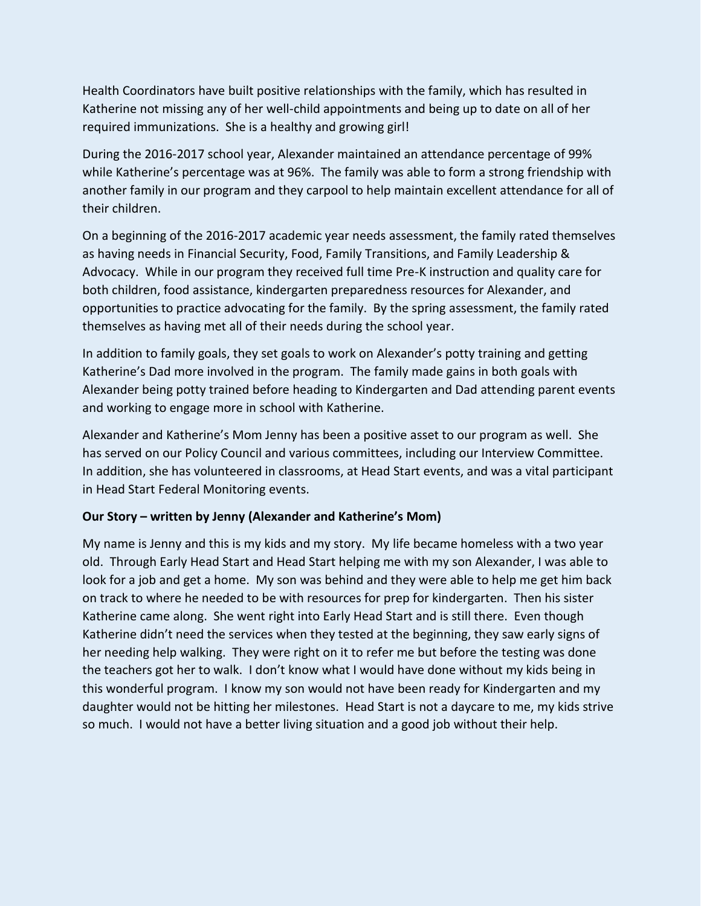Health Coordinators have built positive relationships with the family, which has resulted in Katherine not missing any of her well-child appointments and being up to date on all of her required immunizations. She is a healthy and growing girl!

During the 2016-2017 school year, Alexander maintained an attendance percentage of 99% while Katherine's percentage was at 96%. The family was able to form a strong friendship with another family in our program and they carpool to help maintain excellent attendance for all of their children.

On a beginning of the 2016-2017 academic year needs assessment, the family rated themselves as having needs in Financial Security, Food, Family Transitions, and Family Leadership & Advocacy. While in our program they received full time Pre-K instruction and quality care for both children, food assistance, kindergarten preparedness resources for Alexander, and opportunities to practice advocating for the family. By the spring assessment, the family rated themselves as having met all of their needs during the school year.

In addition to family goals, they set goals to work on Alexander's potty training and getting Katherine's Dad more involved in the program. The family made gains in both goals with Alexander being potty trained before heading to Kindergarten and Dad attending parent events and working to engage more in school with Katherine.

Alexander and Katherine's Mom Jenny has been a positive asset to our program as well. She has served on our Policy Council and various committees, including our Interview Committee. In addition, she has volunteered in classrooms, at Head Start events, and was a vital participant in Head Start Federal Monitoring events.

**Our Story – written by Jenny (Alexander and Katherine's Mom)**

My name is Jenny and this is my kids and my story. My life became homeless with a two year old. Through Early Head Start and Head Start helping me with my son Alexander, I was able to look for a job and get a home. My son was behind and they were able to help me get him back on track to where he needed to be with resources for prep for kindergarten. Then his sister Katherine came along. She went right into Early Head Start and is still there. Even though Katherine didn't need the services when they tested at the beginning, they saw early signs of her needing help walking. They were right on it to refer me but before the testing was done the teachers got her to walk. I don't know what I would have done without my kids being in this wonderful program. I know my son would not have been ready for Kindergarten and my daughter would not be hitting her milestones. Head Start is not a daycare to me, my kids strive so much. I would not have a better living situation and a good job without their help.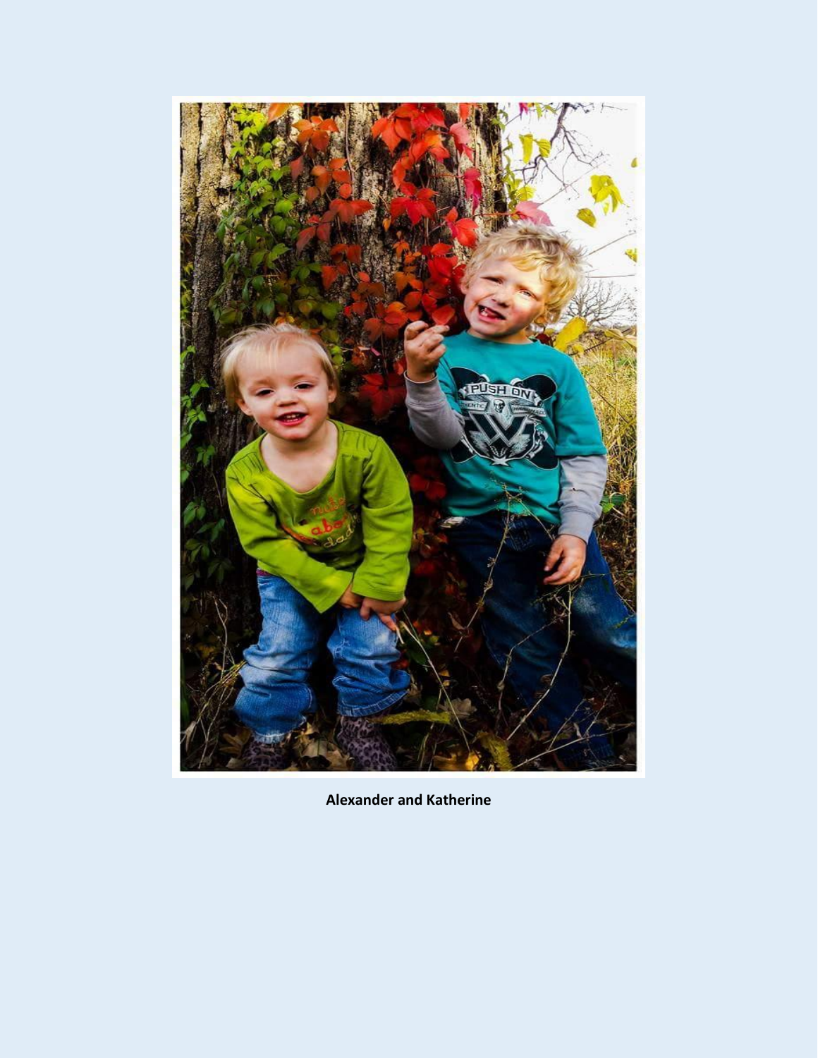**Alexander and Katherine**